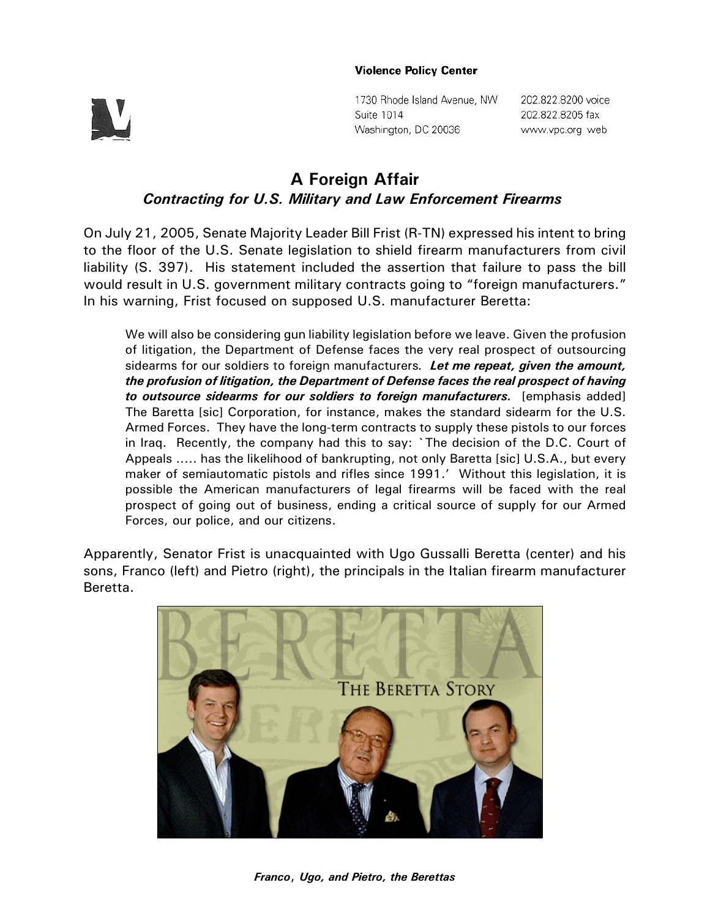**Violence Policy Center**

1730 Rhode Island Avenue, NW
Suite 1014
Washington, DC 20036

202.822.8200 voice
202.822.8205 fax
www.vpc.org web

# A Foreign Affair

## *Contracting for U.S. Military and Law Enforcement Firearms*

On July 21, 2005, Senate Majority Leader Bill Frist (R-TN) expressed his intent to bring to the floor of the U.S. Senate legislation to shield firearm manufacturers from civil liability (S. 397). His statement included the assertion that failure to pass the bill would result in U.S. government military contracts going to "foreign manufacturers." In his warning, Frist focused on supposed U.S. manufacturer Beretta:

> We will also be considering gun liability legislation before we leave. Given the profusion of litigation, the Department of Defense faces the very real prospect of outsourcing sidearms for our soldiers to foreign manufacturers. ***Let me repeat, given the amount, the profusion of litigation, the Department of Defense faces the real prospect of having to outsource sidearms for our soldiers to foreign manufacturers.*** [emphasis added] The Baretta [sic] Corporation, for instance, makes the standard sidearm for the U.S. Armed Forces. They have the long-term contracts to supply these pistols to our forces in Iraq. Recently, the company had this to say: `The decision of the D.C. Court of Appeals ..... has the likelihood of bankrupting, not only Baretta [sic] U.S.A., but every maker of semiautomatic pistols and rifles since 1991.' Without this legislation, it is possible the American manufacturers of legal firearms will be faced with the real prospect of going out of business, ending a critical source of supply for our Armed Forces, our police, and our citizens.

Apparently, Senator Frist is unacquainted with Ugo Gussalli Beretta (center) and his sons, Franco (left) and Pietro (right), the principals in the Italian firearm manufacturer Beretta.

***Franco, Ugo, and Pietro, the Berettas***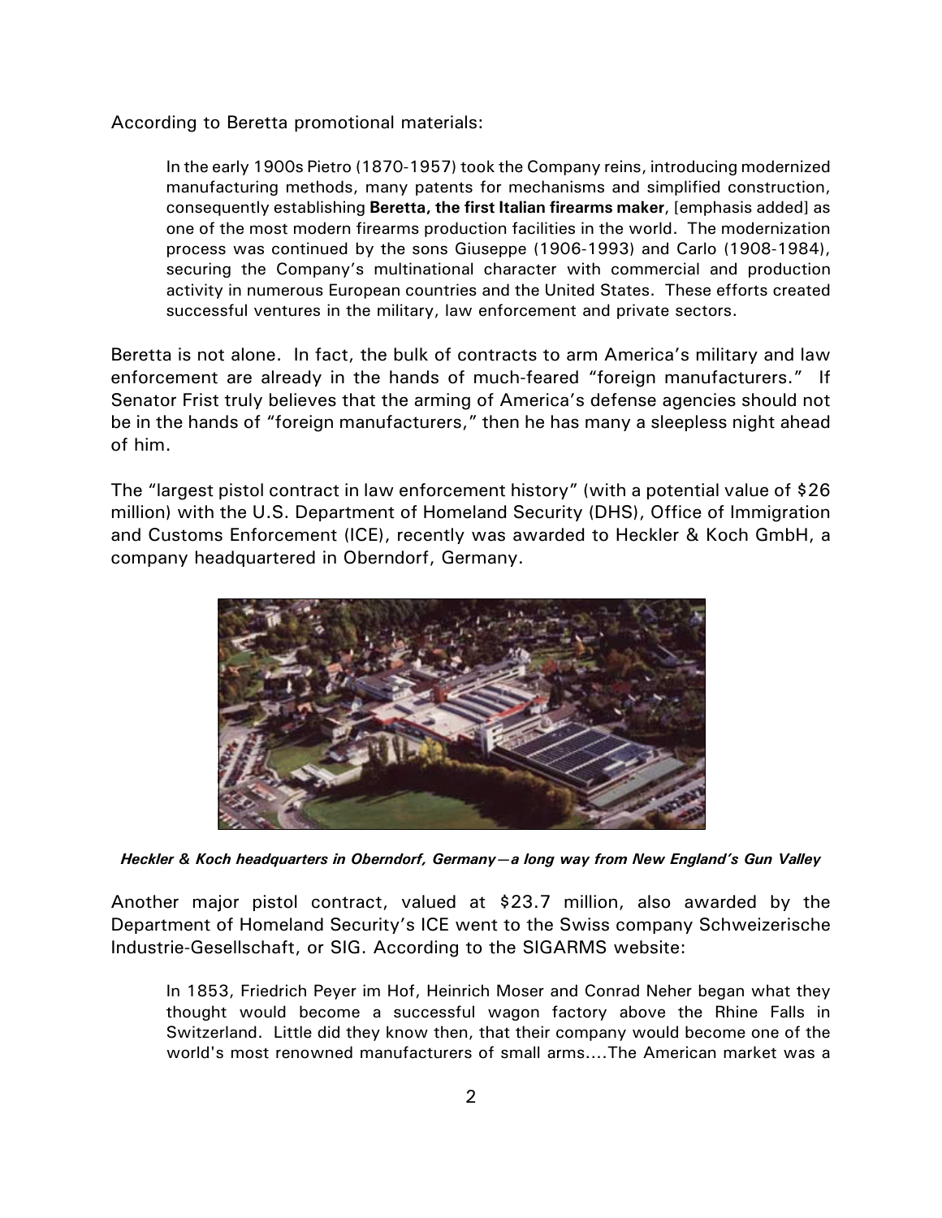According to Beretta promotional materials:

> In the early 1900s Pietro (1870-1957) took the Company reins, introducing modernized manufacturing methods, many patents for mechanisms and simplified construction, consequently establishing **Beretta, the first Italian firearms maker**, [emphasis added] as one of the most modern firearms production facilities in the world. The modernization process was continued by the sons Giuseppe (1906-1993) and Carlo (1908-1984), securing the Company's multinational character with commercial and production activity in numerous European countries and the United States. These efforts created successful ventures in the military, law enforcement and private sectors.

Beretta is not alone. In fact, the bulk of contracts to arm America's military and law enforcement are already in the hands of much-feared "foreign manufacturers." If Senator Frist truly believes that the arming of America's defense agencies should not be in the hands of "foreign manufacturers," then he has many a sleepless night ahead of him.

The "largest pistol contract in law enforcement history" (with a potential value of $26 million) with the U.S. Department of Homeland Security (DHS), Office of Immigration and Customs Enforcement (ICE), recently was awarded to Heckler & Koch GmbH, a company headquartered in Oberndorf, Germany.

***Heckler & Koch headquarters in Oberndorf, Germany—a long way from New England's Gun Valley***

Another major pistol contract, valued at $23.7 million, also awarded by the Department of Homeland Security's ICE went to the Swiss company Schweizerische Industrie-Gesellschaft, or SIG. According to the SIGARMS website:

> In 1853, Friedrich Peyer im Hof, Heinrich Moser and Conrad Neher began what they thought would become a successful wagon factory above the Rhine Falls in Switzerland. Little did they know then, that their company would become one of the world's most renowned manufacturers of small arms....The American market was a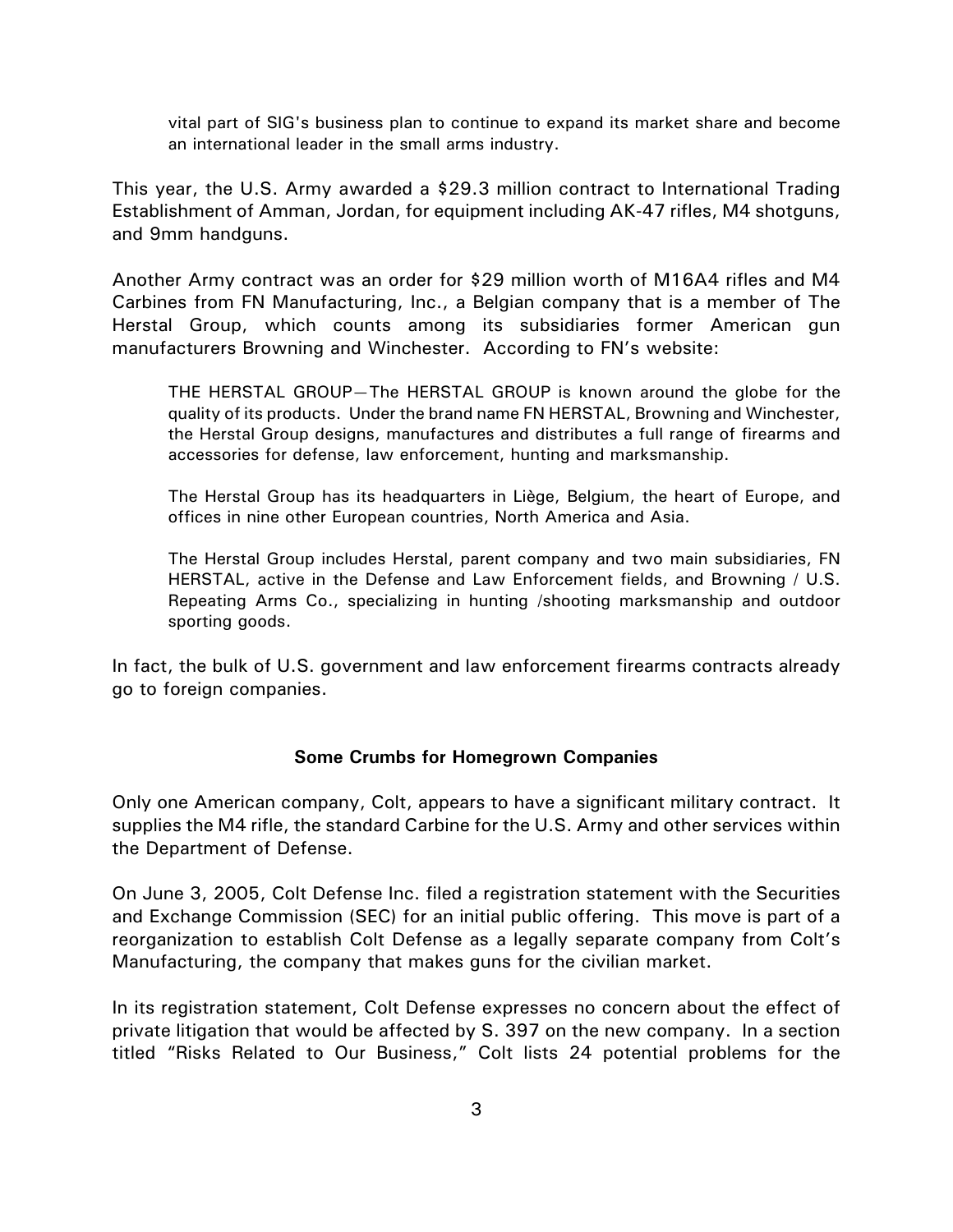> vital part of SIG's business plan to continue to expand its market share and become an international leader in the small arms industry.

This year, the U.S. Army awarded a $29.3 million contract to International Trading Establishment of Amman, Jordan, for equipment including AK-47 rifles, M4 shotguns, and 9mm handguns.

Another Army contract was an order for $29 million worth of M16A4 rifles and M4 Carbines from FN Manufacturing, Inc., a Belgian company that is a member of The Herstal Group, which counts among its subsidiaries former American gun manufacturers Browning and Winchester. According to FN's website:

> THE HERSTAL GROUP—The HERSTAL GROUP is known around the globe for the quality of its products. Under the brand name FN HERSTAL, Browning and Winchester, the Herstal Group designs, manufactures and distributes a full range of firearms and accessories for defense, law enforcement, hunting and marksmanship.
>
> The Herstal Group has its headquarters in Liège, Belgium, the heart of Europe, and offices in nine other European countries, North America and Asia.
>
> The Herstal Group includes Herstal, parent company and two main subsidiaries, FN HERSTAL, active in the Defense and Law Enforcement fields, and Browning / U.S. Repeating Arms Co., specializing in hunting /shooting marksmanship and outdoor sporting goods.

In fact, the bulk of U.S. government and law enforcement firearms contracts already go to foreign companies.

**Some Crumbs for Homegrown Companies**

Only one American company, Colt, appears to have a significant military contract. It supplies the M4 rifle, the standard Carbine for the U.S. Army and other services within the Department of Defense.

On June 3, 2005, Colt Defense Inc. filed a registration statement with the Securities and Exchange Commission (SEC) for an initial public offering. This move is part of a reorganization to establish Colt Defense as a legally separate company from Colt's Manufacturing, the company that makes guns for the civilian market.

In its registration statement, Colt Defense expresses no concern about the effect of private litigation that would be affected by S. 397 on the new company. In a section titled "Risks Related to Our Business," Colt lists 24 potential problems for the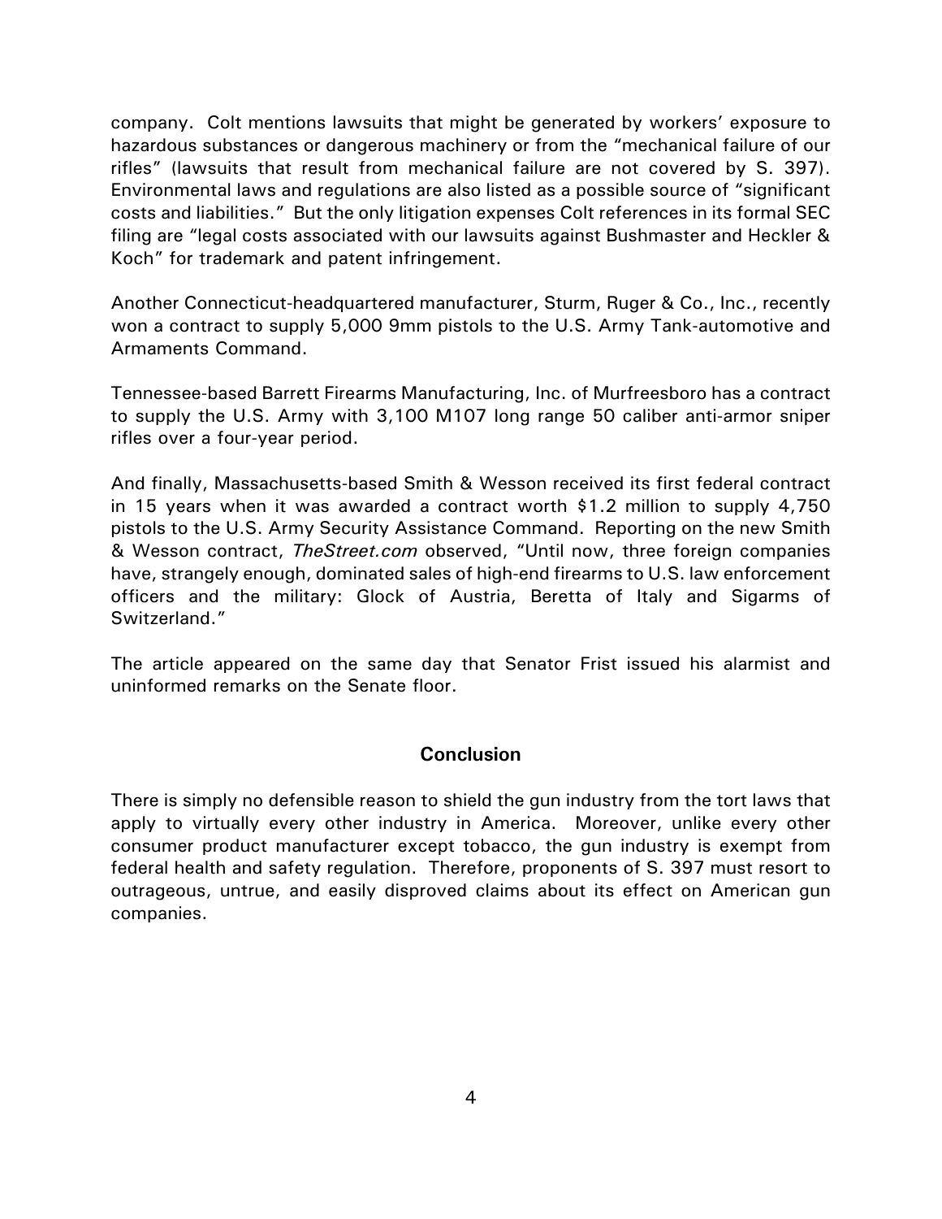company. Colt mentions lawsuits that might be generated by workers' exposure to hazardous substances or dangerous machinery or from the "mechanical failure of our rifles" (lawsuits that result from mechanical failure are not covered by S. 397). Environmental laws and regulations are also listed as a possible source of "significant costs and liabilities." But the only litigation expenses Colt references in its formal SEC filing are "legal costs associated with our lawsuits against Bushmaster and Heckler & Koch" for trademark and patent infringement.

Another Connecticut-headquartered manufacturer, Sturm, Ruger & Co., Inc., recently won a contract to supply 5,000 9mm pistols to the U.S. Army Tank-automotive and Armaments Command.

Tennessee-based Barrett Firearms Manufacturing, Inc. of Murfreesboro has a contract to supply the U.S. Army with 3,100 M107 long range 50 caliber anti-armor sniper rifles over a four-year period.

And finally, Massachusetts-based Smith & Wesson received its first federal contract in 15 years when it was awarded a contract worth $1.2 million to supply 4,750 pistols to the U.S. Army Security Assistance Command. Reporting on the new Smith & Wesson contract, *TheStreet.com* observed, "Until now, three foreign companies have, strangely enough, dominated sales of high-end firearms to U.S. law enforcement officers and the military: Glock of Austria, Beretta of Italy and Sigarms of Switzerland."

The article appeared on the same day that Senator Frist issued his alarmist and uninformed remarks on the Senate floor.

## Conclusion

There is simply no defensible reason to shield the gun industry from the tort laws that apply to virtually every other industry in America. Moreover, unlike every other consumer product manufacturer except tobacco, the gun industry is exempt from federal health and safety regulation. Therefore, proponents of S. 397 must resort to outrageous, untrue, and easily disproved claims about its effect on American gun companies.